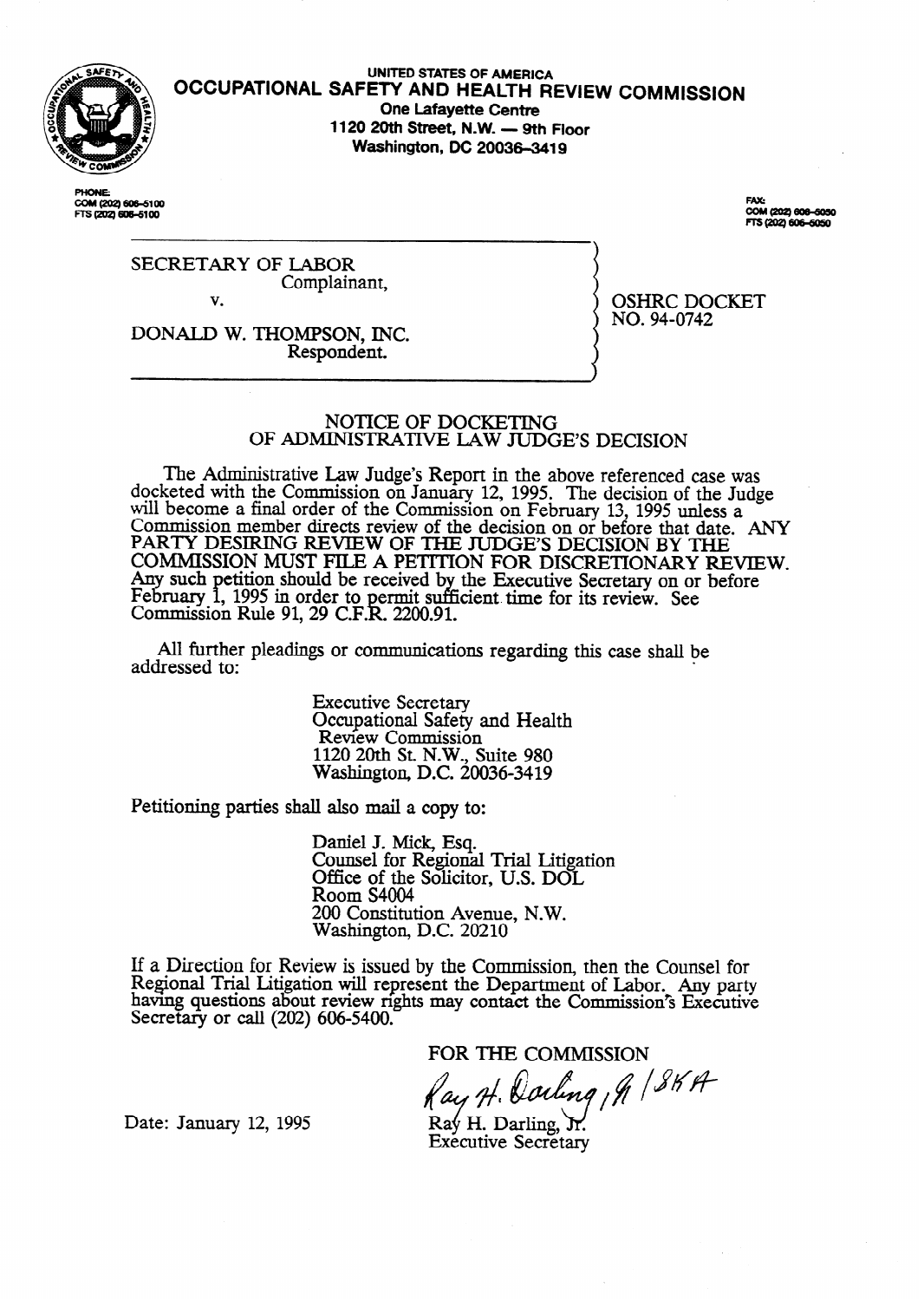UNITED STATES OF AMERICA

# OCCUPATIONAL SAFETY AND HEALTH REVIEW COMMISSION

One Lafayette Centre
1120 20th Street, N.W. — 9th Floor
Washington, DC 20036-3419

PHONE:
COM (202) 606-5100
FTS (202) 606-5100

FAX:
COM (202) 606-5050
FTS (202) 606-5050

SECRETARY OF LABOR
Complainant,

v.

DONALD W. THOMPSON, INC.
Respondent.

OSHRC DOCKET
NO. 94-0742

## NOTICE OF DOCKETING OF ADMINISTRATIVE LAW JUDGE'S DECISION

The Administrative Law Judge's Report in the above referenced case was docketed with the Commission on January 12, 1995. The decision of the Judge will become a final order of the Commission on February 13, 1995 unless a Commission member directs review of the decision on or before that date. ANY PARTY DESIRING REVIEW OF THE JUDGE'S DECISION BY THE COMMISSION MUST FILE A PETITION FOR DISCRETIONARY REVIEW. Any such petition should be received by the Executive Secretary on or before February 1, 1995 in order to permit sufficient time for its review. See Commission Rule 91, 29 C.F.R. 2200.91.

All further pleadings or communications regarding this case shall be addressed to:

Executive Secretary
Occupational Safety and Health Review Commission
1120 20th St. N.W., Suite 980
Washington, D.C. 20036-3419

Petitioning parties shall also mail a copy to:

Daniel J. Mick, Esq.
Counsel for Regional Trial Litigation
Office of the Solicitor, U.S. DOL
Room S4004
200 Constitution Avenue, N.W.
Washington, D.C. 20210

If a Direction for Review is issued by the Commission, then the Counsel for Regional Trial Litigation will represent the Department of Labor. Any party having questions about review rights may contact the Commission's Executive Secretary or call (202) 606-5400.

FOR THE COMMISSION

Ray H. Darling, Jr. /s/ SKA

Ray H. Darling, Jr.
Executive Secretary

Date: January 12, 1995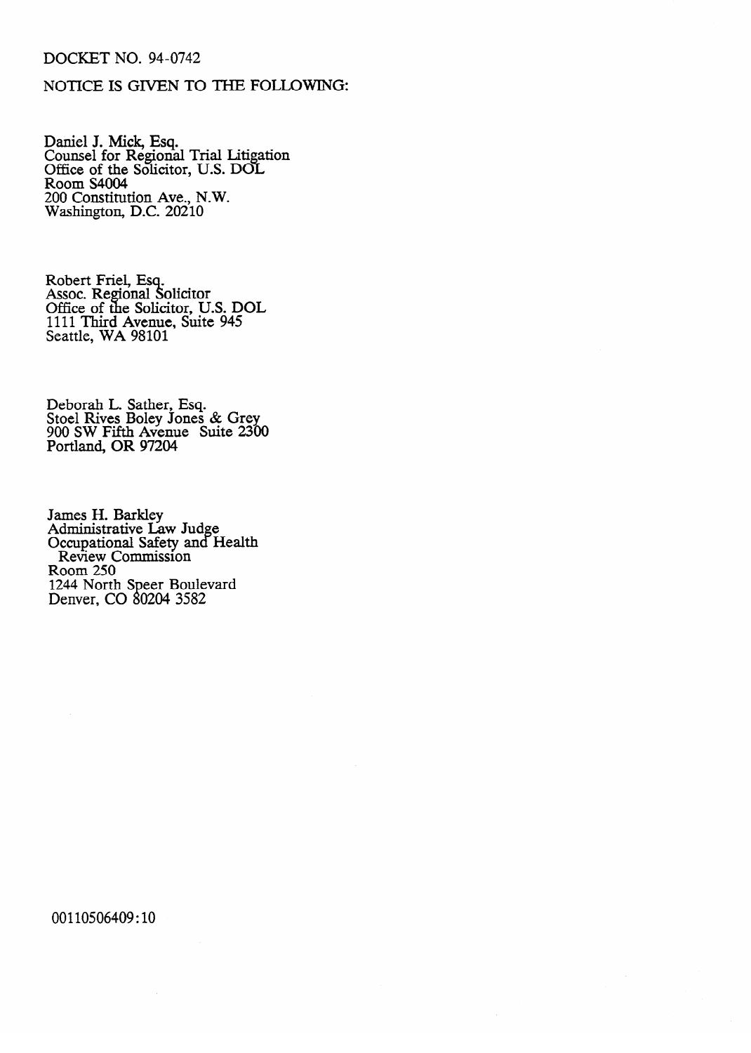DOCKET NO. 94-0742

NOTICE IS GIVEN TO THE FOLLOWING:

Daniel J. Mick, Esq.
Counsel for Regional Trial Litigation
Office of the Solicitor, U.S. DOL
Room S4004
200 Constitution Ave., N.W.
Washington, D.C. 20210

Robert Friel, Esq.
Assoc. Regional Solicitor
Office of the Solicitor, U.S. DOL
1111 Third Avenue, Suite 945
Seattle, WA 98101

Deborah L. Sather, Esq.
Stoel Rives Boley Jones & Grey
900 SW Fifth Avenue Suite 2300
Portland, OR 97204

James H. Barkley
Administrative Law Judge
Occupational Safety and Health
Review Commission
Room 250
1244 North Speer Boulevard
Denver, CO 80204 3582

00110506409:10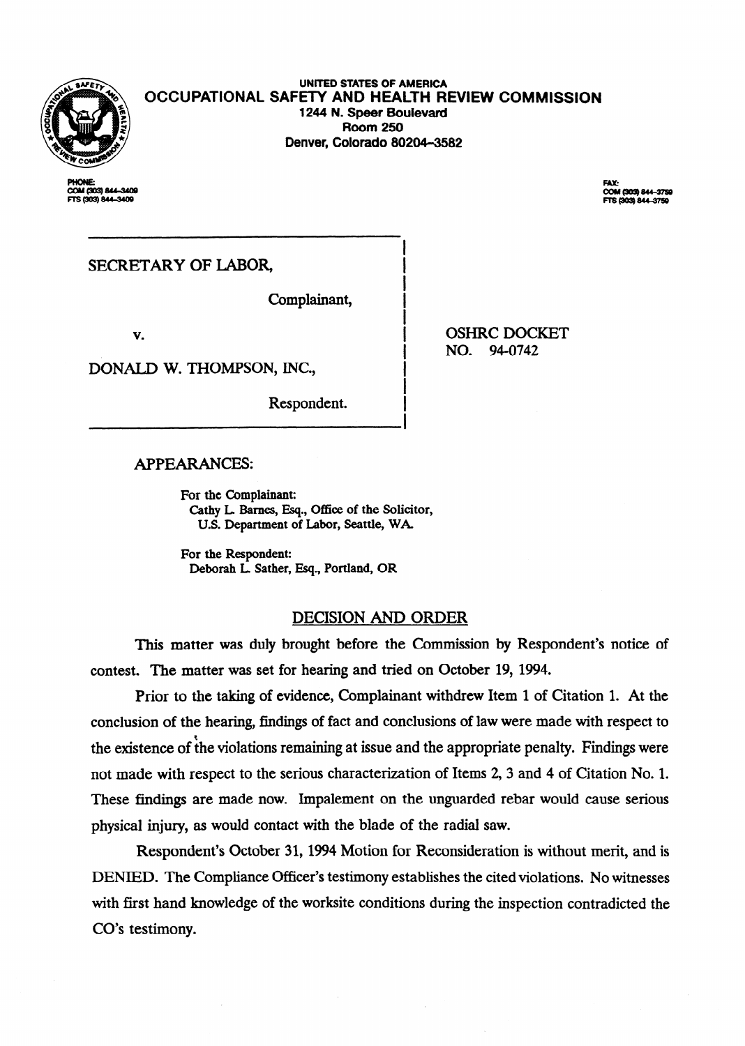UNITED STATES OF AMERICA

# OCCUPATIONAL SAFETY AND HEALTH REVIEW COMMISSION

1244 N. Speer Boulevard
Room 250
Denver, Colorado 80204-3582

PHONE:
COM (303) 844-3409
FTS (303) 844-3409

FAX:
COM (303) 844-3759
FTS (303) 844-3759

SECRETARY OF LABOR,

Complainant,

v.

DONALD W. THOMPSON, INC.,

Respondent.

OSHRC DOCKET NO. 94-0742

APPEARANCES:

For the Complainant:
Cathy L. Barnes, Esq., Office of the Solicitor, U.S. Department of Labor, Seattle, WA.

For the Respondent:
Deborah L. Sather, Esq., Portland, OR

## DECISION AND ORDER

This matter was duly brought before the Commission by Respondent's notice of contest. The matter was set for hearing and tried on October 19, 1994.

Prior to the taking of evidence, Complainant withdrew Item 1 of Citation 1. At the conclusion of the hearing, findings of fact and conclusions of law were made with respect to the existence of the violations remaining at issue and the appropriate penalty. Findings were not made with respect to the serious characterization of Items 2, 3 and 4 of Citation No. 1. These findings are made now. Impalement on the unguarded rebar would cause serious physical injury, as would contact with the blade of the radial saw.

Respondent's October 31, 1994 Motion for Reconsideration is without merit, and is DENIED. The Compliance Officer's testimony establishes the cited violations. No witnesses with first hand knowledge of the worksite conditions during the inspection contradicted the CO's testimony.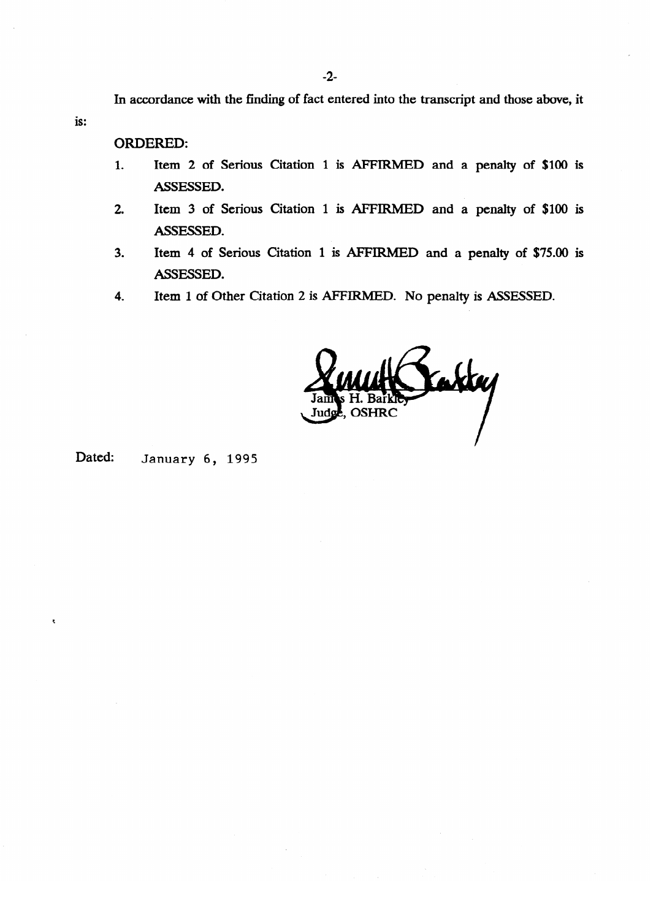In accordance with the finding of fact entered into the transcript and those above, it is:

ORDERED:

1. Item 2 of Serious Citation 1 is AFFIRMED and a penalty of $100 is ASSESSED.
2. Item 3 of Serious Citation 1 is AFFIRMED and a penalty of $100 is ASSESSED.
3. Item 4 of Serious Citation 1 is AFFIRMED and a penalty of $75.00 is ASSESSED.
4. Item 1 of Other Citation 2 is AFFIRMED. No penalty is ASSESSED.

James H. Barkley
Judge, OSHRC

Dated: January 6, 1995